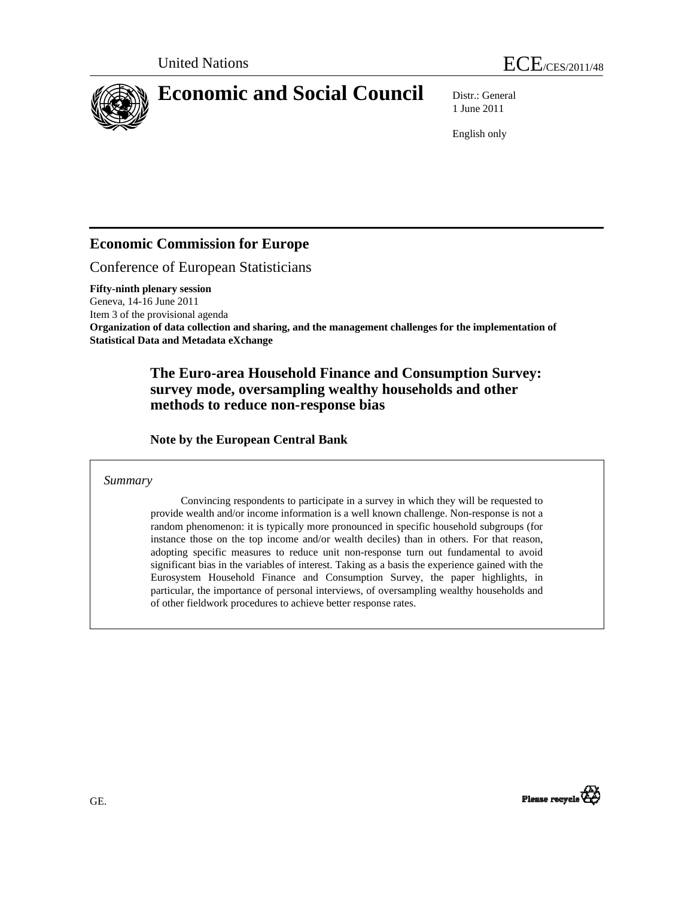United Nations

ECE/CES/2011/48

# Economic and Social Council

Distr.: General
1 June 2011

English only

## Economic Commission for Europe

Conference of European Statisticians

**Fifty-ninth plenary session**
Geneva, 14-16 June 2011
Item 3 of the provisional agenda
**Organization of data collection and sharing, and the management challenges for the implementation of Statistical Data and Metadata eXchange**

## The Euro-area Household Finance and Consumption Survey: survey mode, oversampling wealthy households and other methods to reduce non-response bias

### Note by the European Central Bank

*Summary*

Convincing respondents to participate in a survey in which they will be requested to provide wealth and/or income information is a well known challenge. Non-response is not a random phenomenon: it is typically more pronounced in specific household subgroups (for instance those on the top income and/or wealth deciles) than in others. For that reason, adopting specific measures to reduce unit non-response turn out fundamental to avoid significant bias in the variables of interest. Taking as a basis the experience gained with the Eurosystem Household Finance and Consumption Survey, the paper highlights, in particular, the importance of personal interviews, of oversampling wealthy households and of other fieldwork procedures to achieve better response rates.

GE.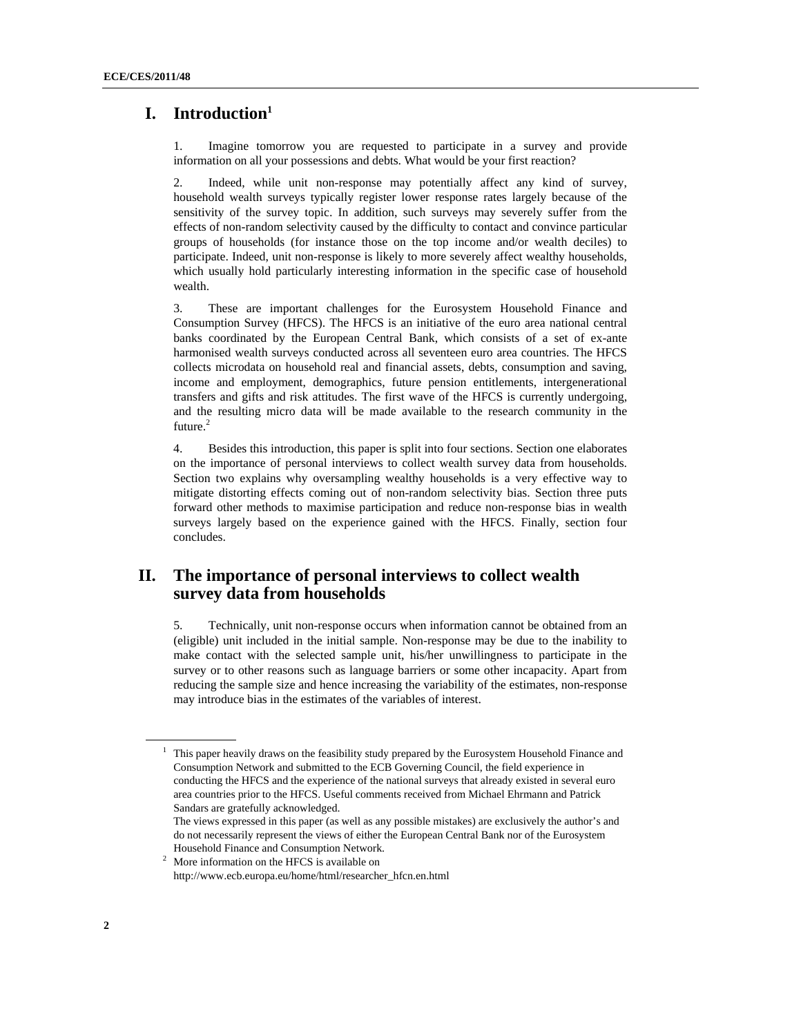# I. Introduction[1]

1. Imagine tomorrow you are requested to participate in a survey and provide information on all your possessions and debts. What would be your first reaction?

2. Indeed, while unit non-response may potentially affect any kind of survey, household wealth surveys typically register lower response rates largely because of the sensitivity of the survey topic. In addition, such surveys may severely suffer from the effects of non-random selectivity caused by the difficulty to contact and convince particular groups of households (for instance those on the top income and/or wealth deciles) to participate. Indeed, unit non-response is likely to more severely affect wealthy households, which usually hold particularly interesting information in the specific case of household wealth.

3. These are important challenges for the Eurosystem Household Finance and Consumption Survey (HFCS). The HFCS is an initiative of the euro area national central banks coordinated by the European Central Bank, which consists of a set of ex-ante harmonised wealth surveys conducted across all seventeen euro area countries. The HFCS collects microdata on household real and financial assets, debts, consumption and saving, income and employment, demographics, future pension entitlements, intergenerational transfers and gifts and risk attitudes. The first wave of the HFCS is currently undergoing, and the resulting micro data will be made available to the research community in the future.[2]

4. Besides this introduction, this paper is split into four sections. Section one elaborates on the importance of personal interviews to collect wealth survey data from households. Section two explains why oversampling wealthy households is a very effective way to mitigate distorting effects coming out of non-random selectivity bias. Section three puts forward other methods to maximise participation and reduce non-response bias in wealth surveys largely based on the experience gained with the HFCS. Finally, section four concludes.

# II. The importance of personal interviews to collect wealth survey data from households

5. Technically, unit non-response occurs when information cannot be obtained from an (eligible) unit included in the initial sample. Non-response may be due to the inability to make contact with the selected sample unit, his/her unwillingness to participate in the survey or to other reasons such as language barriers or some other incapacity. Apart from reducing the sample size and hence increasing the variability of the estimates, non-response may introduce bias in the estimates of the variables of interest.

---

[1] This paper heavily draws on the feasibility study prepared by the Eurosystem Household Finance and Consumption Network and submitted to the ECB Governing Council, the field experience in conducting the HFCS and the experience of the national surveys that already existed in several euro area countries prior to the HFCS. Useful comments received from Michael Ehrmann and Patrick Sandars are gratefully acknowledged.
The views expressed in this paper (as well as any possible mistakes) are exclusively the author's and do not necessarily represent the views of either the European Central Bank nor of the Eurosystem Household Finance and Consumption Network.

[2] More information on the HFCS is available on http://www.ecb.europa.eu/home/html/researcher_hfcn.en.html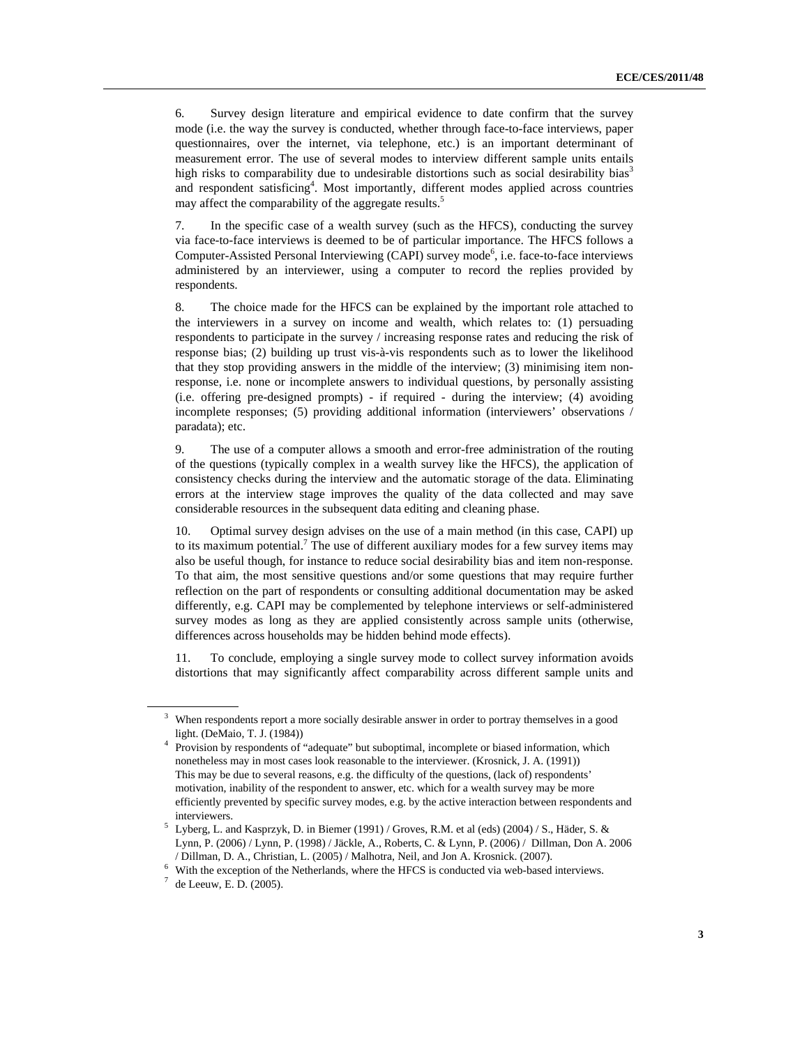6. Survey design literature and empirical evidence to date confirm that the survey mode (i.e. the way the survey is conducted, whether through face-to-face interviews, paper questionnaires, over the internet, via telephone, etc.) is an important determinant of measurement error. The use of several modes to interview different sample units entails high risks to comparability due to undesirable distortions such as social desirability bias[3] and respondent satisficing[4]. Most importantly, different modes applied across countries may affect the comparability of the aggregate results.[5]

7. In the specific case of a wealth survey (such as the HFCS), conducting the survey via face-to-face interviews is deemed to be of particular importance. The HFCS follows a Computer-Assisted Personal Interviewing (CAPI) survey mode[6], i.e. face-to-face interviews administered by an interviewer, using a computer to record the replies provided by respondents.

8. The choice made for the HFCS can be explained by the important role attached to the interviewers in a survey on income and wealth, which relates to: (1) persuading respondents to participate in the survey / increasing response rates and reducing the risk of response bias; (2) building up trust vis-à-vis respondents such as to lower the likelihood that they stop providing answers in the middle of the interview; (3) minimising item non-response, i.e. none or incomplete answers to individual questions, by personally assisting (i.e. offering pre-designed prompts) - if required - during the interview; (4) avoiding incomplete responses; (5) providing additional information (interviewers' observations / paradata); etc.

9. The use of a computer allows a smooth and error-free administration of the routing of the questions (typically complex in a wealth survey like the HFCS), the application of consistency checks during the interview and the automatic storage of the data. Eliminating errors at the interview stage improves the quality of the data collected and may save considerable resources in the subsequent data editing and cleaning phase.

10. Optimal survey design advises on the use of a main method (in this case, CAPI) up to its maximum potential.[7] The use of different auxiliary modes for a few survey items may also be useful though, for instance to reduce social desirability bias and item non-response. To that aim, the most sensitive questions and/or some questions that may require further reflection on the part of respondents or consulting additional documentation may be asked differently, e.g. CAPI may be complemented by telephone interviews or self-administered survey modes as long as they are applied consistently across sample units (otherwise, differences across households may be hidden behind mode effects).

11. To conclude, employing a single survey mode to collect survey information avoids distortions that may significantly affect comparability across different sample units and

---

[3] When respondents report a more socially desirable answer in order to portray themselves in a good light. (DeMaio, T. J. (1984))

[4] Provision by respondents of "adequate" but suboptimal, incomplete or biased information, which nonetheless may in most cases look reasonable to the interviewer. (Krosnick, J. A. (1991)) This may be due to several reasons, e.g. the difficulty of the questions, (lack of) respondents' motivation, inability of the respondent to answer, etc. which for a wealth survey may be more efficiently prevented by specific survey modes, e.g. by the active interaction between respondents and interviewers.

[5] Lyberg, L. and Kasprzyk, D. in Biemer (1991) / Groves, R.M. et al (eds) (2004) / S., Häder, S. & Lynn, P. (2006) / Lynn, P. (1998) / Jäckle, A., Roberts, C. & Lynn, P. (2006) / Dillman, Don A. 2006 / Dillman, D. A., Christian, L. (2005) / Malhotra, Neil, and Jon A. Krosnick. (2007).

[6] With the exception of the Netherlands, where the HFCS is conducted via web-based interviews.

[7] de Leeuw, E. D. (2005).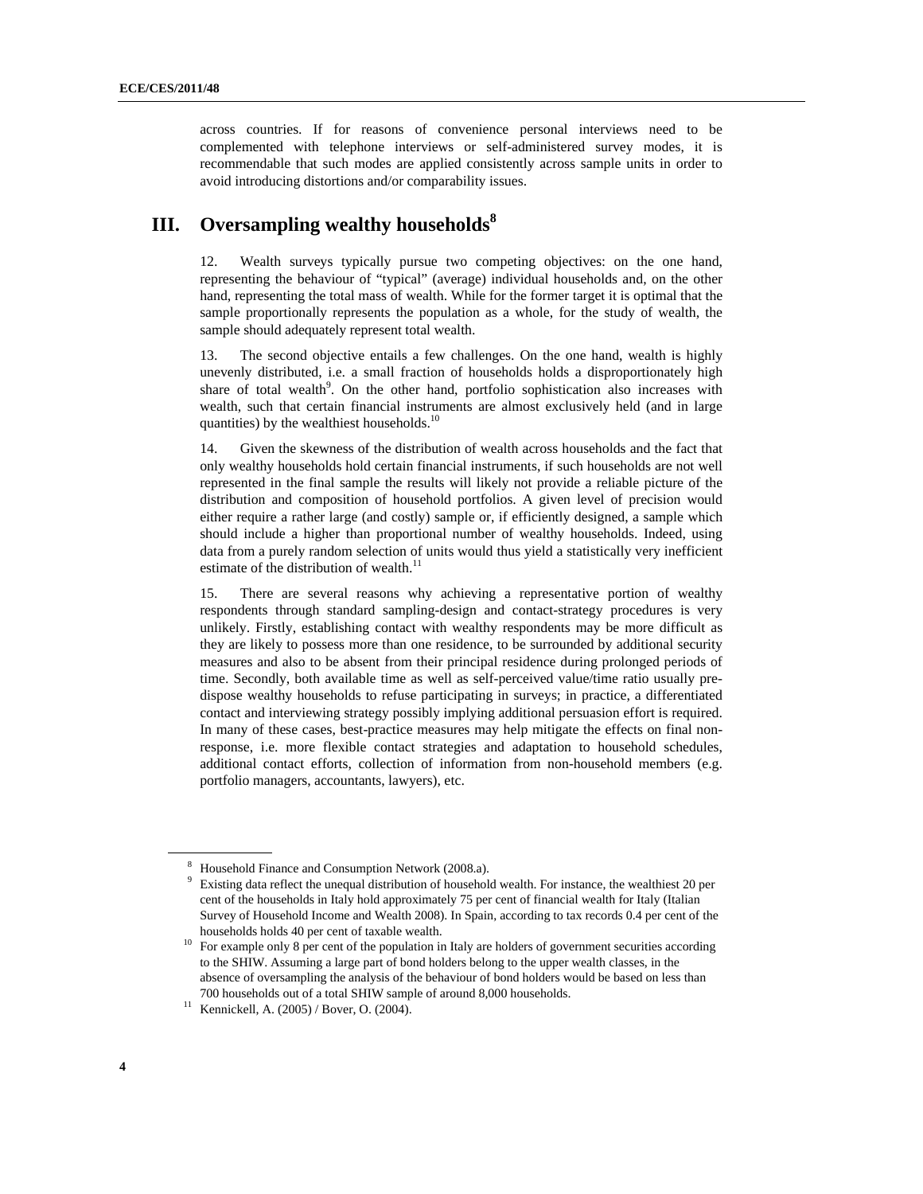across countries. If for reasons of convenience personal interviews need to be complemented with telephone interviews or self-administered survey modes, it is recommendable that such modes are applied consistently across sample units in order to avoid introducing distortions and/or comparability issues.

## III. Oversampling wealthy households[8]

12. Wealth surveys typically pursue two competing objectives: on the one hand, representing the behaviour of "typical" (average) individual households and, on the other hand, representing the total mass of wealth. While for the former target it is optimal that the sample proportionally represents the population as a whole, for the study of wealth, the sample should adequately represent total wealth.

13. The second objective entails a few challenges. On the one hand, wealth is highly unevenly distributed, i.e. a small fraction of households holds a disproportionately high share of total wealth[9]. On the other hand, portfolio sophistication also increases with wealth, such that certain financial instruments are almost exclusively held (and in large quantities) by the wealthiest households.[10]

14. Given the skewness of the distribution of wealth across households and the fact that only wealthy households hold certain financial instruments, if such households are not well represented in the final sample the results will likely not provide a reliable picture of the distribution and composition of household portfolios. A given level of precision would either require a rather large (and costly) sample or, if efficiently designed, a sample which should include a higher than proportional number of wealthy households. Indeed, using data from a purely random selection of units would thus yield a statistically very inefficient estimate of the distribution of wealth.[11]

15. There are several reasons why achieving a representative portion of wealthy respondents through standard sampling-design and contact-strategy procedures is very unlikely. Firstly, establishing contact with wealthy respondents may be more difficult as they are likely to possess more than one residence, to be surrounded by additional security measures and also to be absent from their principal residence during prolonged periods of time. Secondly, both available time as well as self-perceived value/time ratio usually pre-dispose wealthy households to refuse participating in surveys; in practice, a differentiated contact and interviewing strategy possibly implying additional persuasion effort is required. In many of these cases, best-practice measures may help mitigate the effects on final non-response, i.e. more flexible contact strategies and adaptation to household schedules, additional contact efforts, collection of information from non-household members (e.g. portfolio managers, accountants, lawyers), etc.

---

[8] Household Finance and Consumption Network (2008.a).

[9] Existing data reflect the unequal distribution of household wealth. For instance, the wealthiest 20 per cent of the households in Italy hold approximately 75 per cent of financial wealth for Italy (Italian Survey of Household Income and Wealth 2008). In Spain, according to tax records 0.4 per cent of the households holds 40 per cent of taxable wealth.

[10] For example only 8 per cent of the population in Italy are holders of government securities according to the SHIW. Assuming a large part of bond holders belong to the upper wealth classes, in the absence of oversampling the analysis of the behaviour of bond holders would be based on less than 700 households out of a total SHIW sample of around 8,000 households.

[11] Kennickell, A. (2005) / Bover, O. (2004).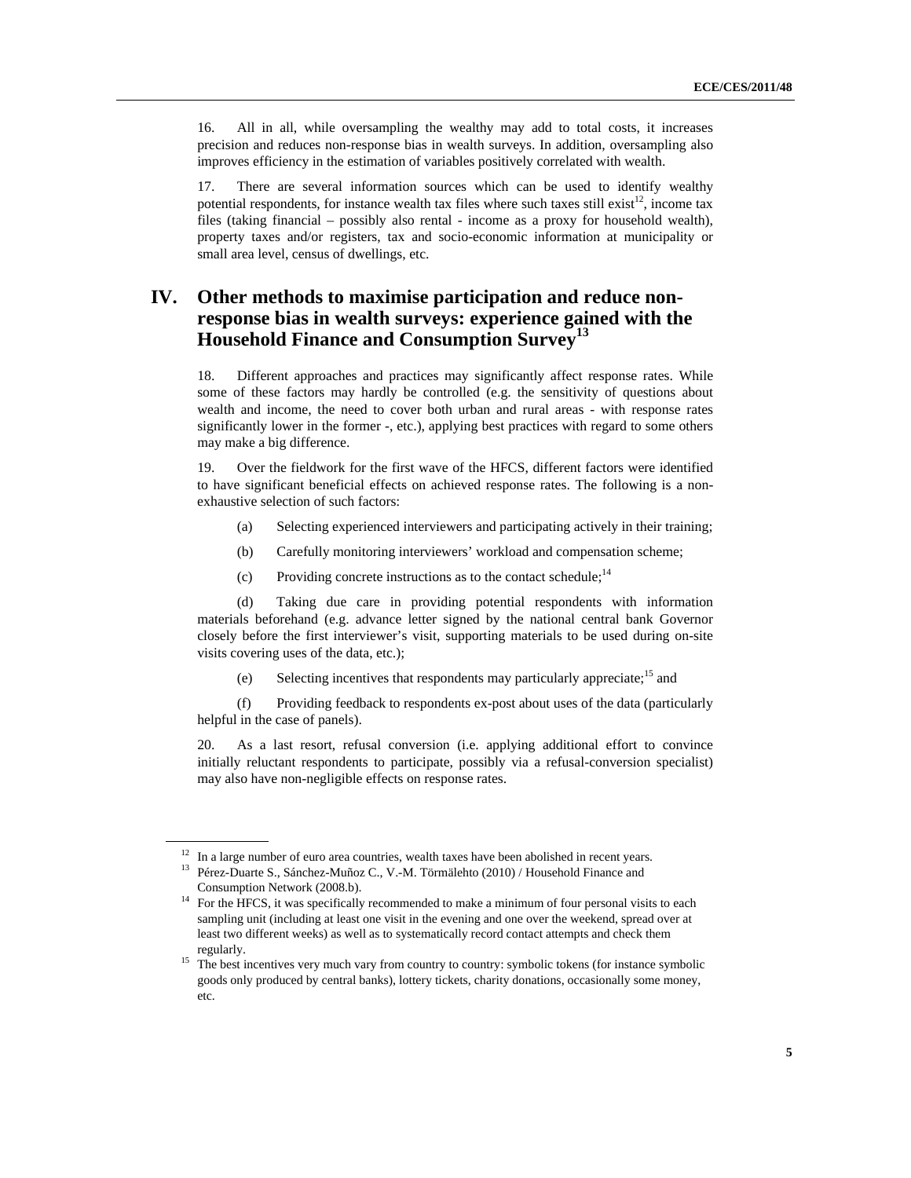16. All in all, while oversampling the wealthy may add to total costs, it increases precision and reduces non-response bias in wealth surveys. In addition, oversampling also improves efficiency in the estimation of variables positively correlated with wealth.

17. There are several information sources which can be used to identify wealthy potential respondents, for instance wealth tax files where such taxes still exist[12], income tax files (taking financial – possibly also rental - income as a proxy for household wealth), property taxes and/or registers, tax and socio-economic information at municipality or small area level, census of dwellings, etc.

# IV. Other methods to maximise participation and reduce non-response bias in wealth surveys: experience gained with the Household Finance and Consumption Survey[13]

18. Different approaches and practices may significantly affect response rates. While some of these factors may hardly be controlled (e.g. the sensitivity of questions about wealth and income, the need to cover both urban and rural areas - with response rates significantly lower in the former -, etc.), applying best practices with regard to some others may make a big difference.

19. Over the fieldwork for the first wave of the HFCS, different factors were identified to have significant beneficial effects on achieved response rates. The following is a non-exhaustive selection of such factors:

(a) Selecting experienced interviewers and participating actively in their training;

(b) Carefully monitoring interviewers' workload and compensation scheme;

(c) Providing concrete instructions as to the contact schedule;[14]

(d) Taking due care in providing potential respondents with information materials beforehand (e.g. advance letter signed by the national central bank Governor closely before the first interviewer's visit, supporting materials to be used during on-site visits covering uses of the data, etc.);

(e) Selecting incentives that respondents may particularly appreciate;[15] and

(f) Providing feedback to respondents ex-post about uses of the data (particularly helpful in the case of panels).

20. As a last resort, refusal conversion (i.e. applying additional effort to convince initially reluctant respondents to participate, possibly via a refusal-conversion specialist) may also have non-negligible effects on response rates.

---

[12] In a large number of euro area countries, wealth taxes have been abolished in recent years.

[13] Pérez-Duarte S., Sánchez-Muñoz C., V.-M. Törmälehto (2010) / Household Finance and Consumption Network (2008.b).

[14] For the HFCS, it was specifically recommended to make a minimum of four personal visits to each sampling unit (including at least one visit in the evening and one over the weekend, spread over at least two different weeks) as well as to systematically record contact attempts and check them regularly.

[15] The best incentives very much vary from country to country: symbolic tokens (for instance symbolic goods only produced by central banks), lottery tickets, charity donations, occasionally some money, etc.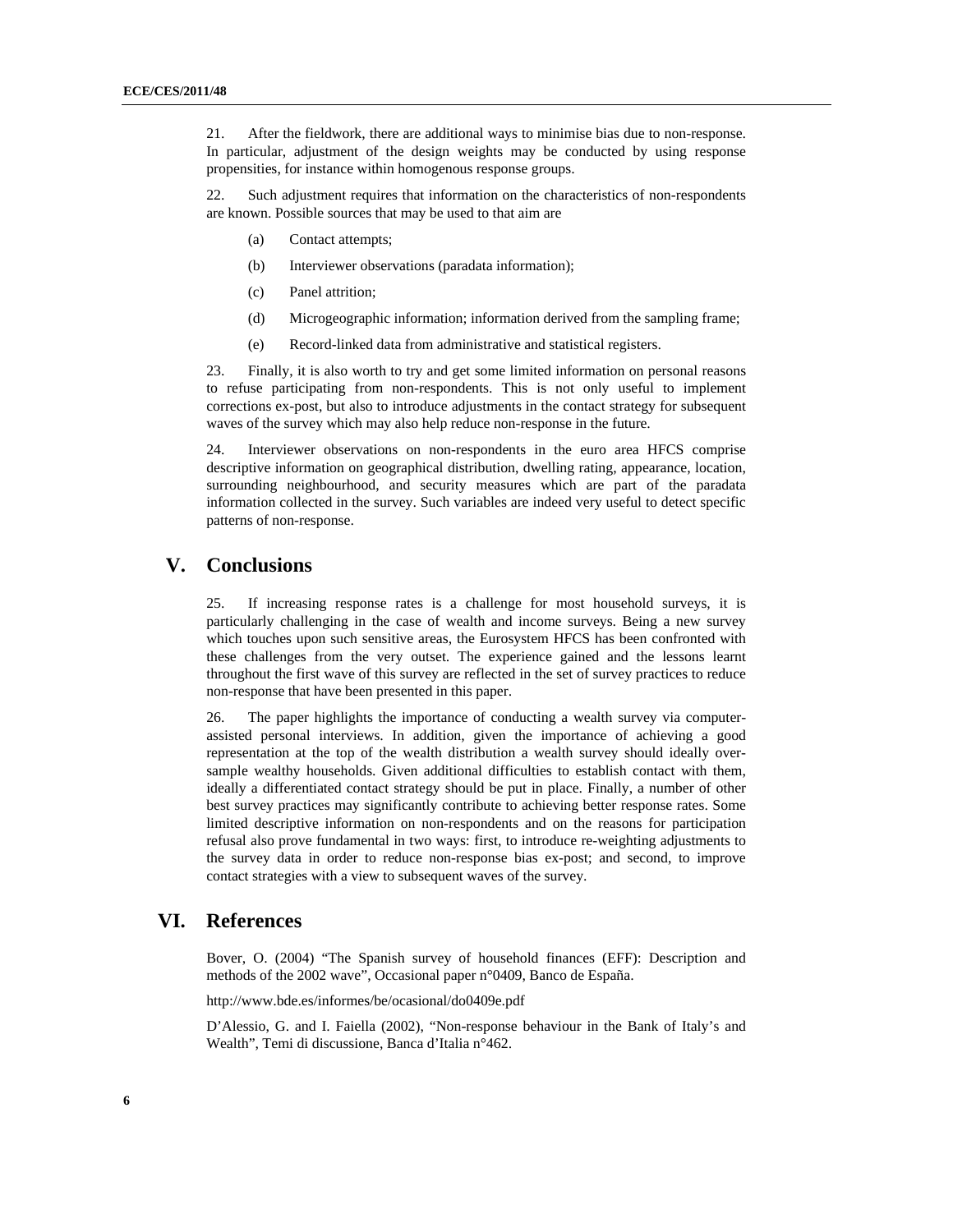21. After the fieldwork, there are additional ways to minimise bias due to non-response. In particular, adjustment of the design weights may be conducted by using response propensities, for instance within homogenous response groups.

22. Such adjustment requires that information on the characteristics of non-respondents are known. Possible sources that may be used to that aim are

(a) Contact attempts;

(b) Interviewer observations (paradata information);

(c) Panel attrition;

(d) Microgeographic information; information derived from the sampling frame;

(e) Record-linked data from administrative and statistical registers.

23. Finally, it is also worth to try and get some limited information on personal reasons to refuse participating from non-respondents. This is not only useful to implement corrections ex-post, but also to introduce adjustments in the contact strategy for subsequent waves of the survey which may also help reduce non-response in the future.

24. Interviewer observations on non-respondents in the euro area HFCS comprise descriptive information on geographical distribution, dwelling rating, appearance, location, surrounding neighbourhood, and security measures which are part of the paradata information collected in the survey. Such variables are indeed very useful to detect specific patterns of non-response.

# V. Conclusions

25. If increasing response rates is a challenge for most household surveys, it is particularly challenging in the case of wealth and income surveys. Being a new survey which touches upon such sensitive areas, the Eurosystem HFCS has been confronted with these challenges from the very outset. The experience gained and the lessons learnt throughout the first wave of this survey are reflected in the set of survey practices to reduce non-response that have been presented in this paper.

26. The paper highlights the importance of conducting a wealth survey via computer-assisted personal interviews. In addition, given the importance of achieving a good representation at the top of the wealth distribution a wealth survey should ideally over-sample wealthy households. Given additional difficulties to establish contact with them, ideally a differentiated contact strategy should be put in place. Finally, a number of other best survey practices may significantly contribute to achieving better response rates. Some limited descriptive information on non-respondents and on the reasons for participation refusal also prove fundamental in two ways: first, to introduce re-weighting adjustments to the survey data in order to reduce non-response bias ex-post; and second, to improve contact strategies with a view to subsequent waves of the survey.

# VI. References

Bover, O. (2004) "The Spanish survey of household finances (EFF): Description and methods of the 2002 wave", Occasional paper n°0409, Banco de España.

http://www.bde.es/informes/be/ocasional/do0409e.pdf

D'Alessio, G. and I. Faiella (2002), "Non-response behaviour in the Bank of Italy's and Wealth", Temi di discussione, Banca d'Italia n°462.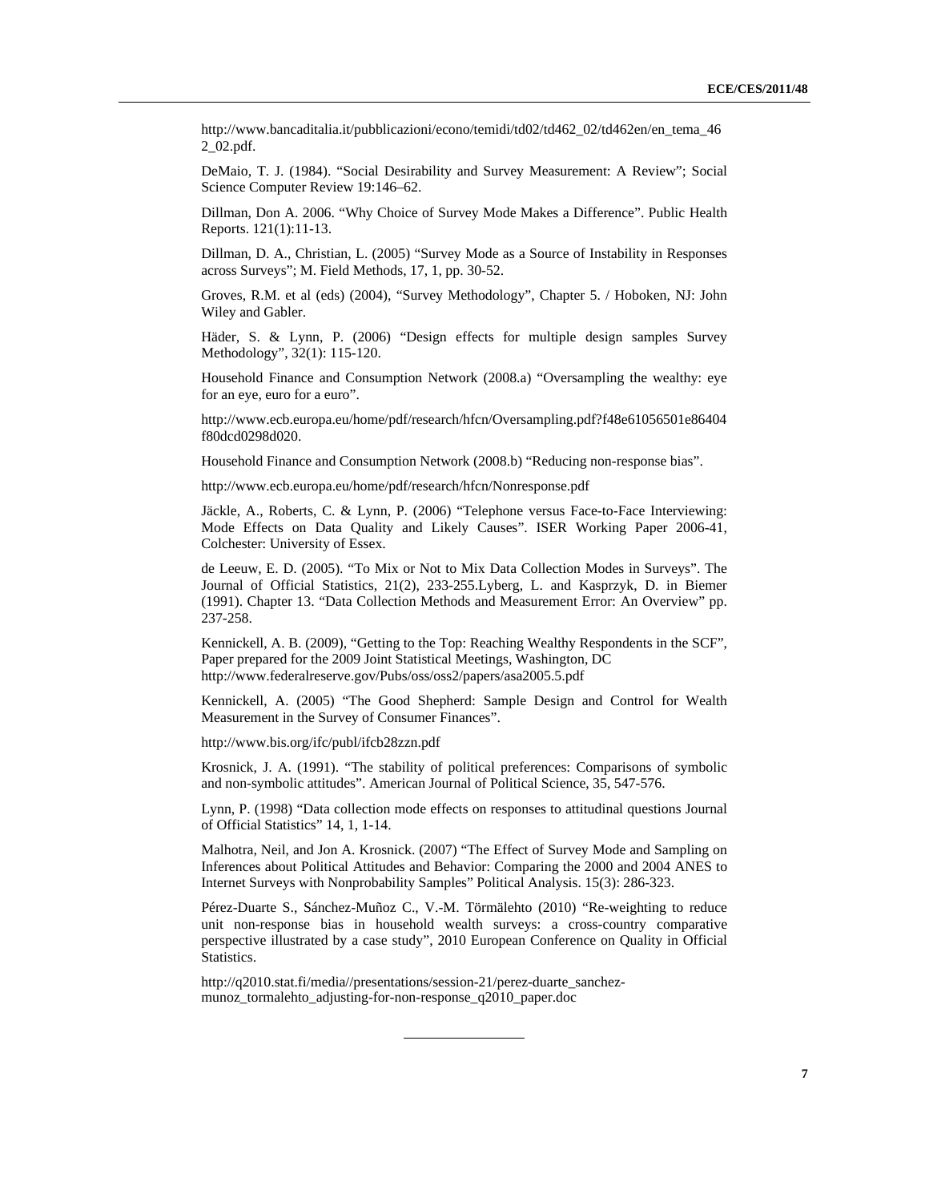http://www.bancaditalia.it/pubblicazioni/econo/temidi/td02/td462_02/td462en/en_tema_462_02.pdf.

DeMaio, T. J. (1984). "Social Desirability and Survey Measurement: A Review"; Social Science Computer Review 19:146–62.

Dillman, Don A. 2006. "Why Choice of Survey Mode Makes a Difference". Public Health Reports. 121(1):11-13.

Dillman, D. A., Christian, L. (2005) "Survey Mode as a Source of Instability in Responses across Surveys"; M. Field Methods, 17, 1, pp. 30-52.

Groves, R.M. et al (eds) (2004), "Survey Methodology", Chapter 5. / Hoboken, NJ: John Wiley and Gabler.

Häder, S. & Lynn, P. (2006) "Design effects for multiple design samples Survey Methodology", 32(1): 115-120.

Household Finance and Consumption Network (2008.a) "Oversampling the wealthy: eye for an eye, euro for a euro".

http://www.ecb.europa.eu/home/pdf/research/hfcn/Oversampling.pdf?f48e61056501e86404f80dcd0298d020.

Household Finance and Consumption Network (2008.b) "Reducing non-response bias".

http://www.ecb.europa.eu/home/pdf/research/hfcn/Nonresponse.pdf

Jäckle, A., Roberts, C. & Lynn, P. (2006) "Telephone versus Face-to-Face Interviewing: Mode Effects on Data Quality and Likely Causes". ISER Working Paper 2006-41, Colchester: University of Essex.

de Leeuw, E. D. (2005). "To Mix or Not to Mix Data Collection Modes in Surveys". The Journal of Official Statistics, 21(2), 233-255.Lyberg, L. and Kasprzyk, D. in Biemer (1991). Chapter 13. "Data Collection Methods and Measurement Error: An Overview" pp. 237-258.

Kennickell, A. B. (2009), "Getting to the Top: Reaching Wealthy Respondents in the SCF", Paper prepared for the 2009 Joint Statistical Meetings, Washington, DC
http://www.federalreserve.gov/Pubs/oss/oss2/papers/asa2005.5.pdf

Kennickell, A. (2005) "The Good Shepherd: Sample Design and Control for Wealth Measurement in the Survey of Consumer Finances".

http://www.bis.org/ifc/publ/ifcb28zzn.pdf

Krosnick, J. A. (1991). "The stability of political preferences: Comparisons of symbolic and non-symbolic attitudes". American Journal of Political Science, 35, 547-576.

Lynn, P. (1998) "Data collection mode effects on responses to attitudinal questions Journal of Official Statistics" 14, 1, 1-14.

Malhotra, Neil, and Jon A. Krosnick. (2007) "The Effect of Survey Mode and Sampling on Inferences about Political Attitudes and Behavior: Comparing the 2000 and 2004 ANES to Internet Surveys with Nonprobability Samples" Political Analysis. 15(3): 286-323.

Pérez-Duarte S., Sánchez-Muñoz C., V.-M. Törmälehto (2010) "Re-weighting to reduce unit non-response bias in household wealth surveys: a cross-country comparative perspective illustrated by a case study", 2010 European Conference on Quality in Official Statistics.

http://q2010.stat.fi/media//presentations/session-21/perez-duarte_sanchez-munoz_tormalehto_adjusting-for-non-response_q2010_paper.doc